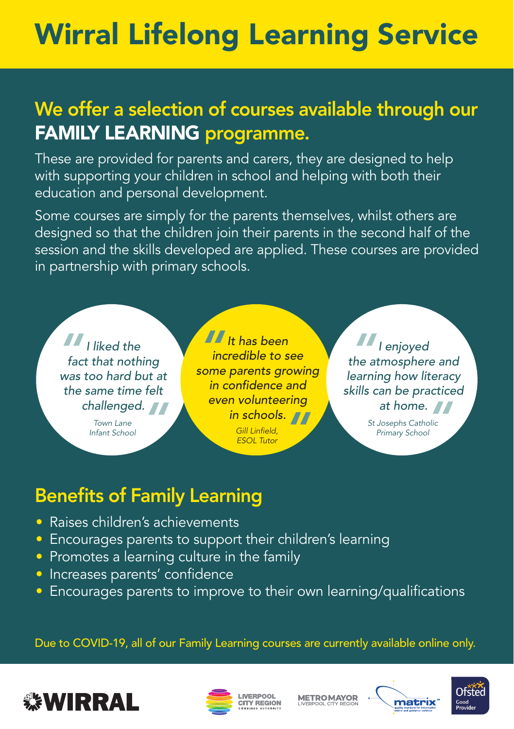# Wirral Lifelong Learning Service

## We offer a selection of courses available through our FAMILY LEARNING programme.

These are provided for parents and carers, they are designed to help with supporting your children in school and helping with both their education and personal development.

Some courses are simply for the parents themselves, whilst others are designed so that the children join their parents in the second half of the session and the skills developed are applied. These courses are provided in partnership with primary schools.

> *"I liked the fact that nothing was too hard but at the same time felt challenged."*
>
> Town Lane Infant School

> *"It has been incredible to see some parents growing in confidence and even volunteering in schools."*
>
> Gill Linfield, ESOL Tutor

> *"I enjoyed the atmosphere and learning how literacy skills can be practiced at home."*
>
> St Josephs Catholic Primary School

## Benefits of Family Learning

- Raises children's achievements
- Encourages parents to support their children's learning
- Promotes a learning culture in the family
- Increases parents' confidence
- Encourages parents to improve to their own learning/qualifications

Due to COVID-19, all of our Family Learning courses are currently available online only.

WIRRAL | LIVERPOOL CITY REGION COMBINED AUTHORITY | METRO MAYOR LIVERPOOL CITY REGION | matrix | Ofsted Good Provider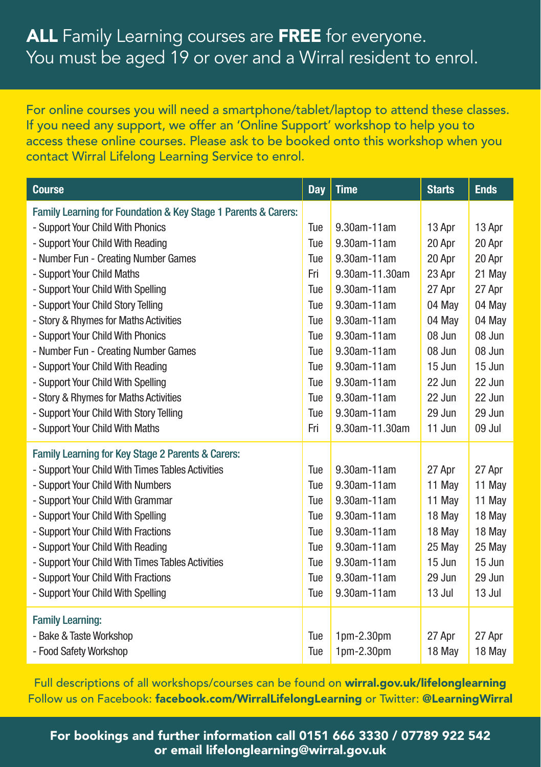**ALL** Family Learning courses are **FREE** for everyone.
You must be aged 19 or over and a Wirral resident to enrol.

For online courses you will need a smartphone/tablet/laptop to attend these classes. If you need any support, we offer an 'Online Support' workshop to help you to access these online courses. Please ask to be booked onto this workshop when you contact Wirral Lifelong Learning Service to enrol.

| Course | Day | Time | Starts | Ends |
|---|---|---|---|---|
| **Family Learning for Foundation & Key Stage 1 Parents & Carers:** | | | | |
| - Support Your Child With Phonics | Tue | 9.30am-11am | 13 Apr | 13 Apr |
| - Support Your Child With Reading | Tue | 9.30am-11am | 20 Apr | 20 Apr |
| - Number Fun - Creating Number Games | Tue | 9.30am-11am | 20 Apr | 20 Apr |
| - Support Your Child Maths | Fri | 9.30am-11.30am | 23 Apr | 21 May |
| - Support Your Child With Spelling | Tue | 9.30am-11am | 27 Apr | 27 Apr |
| - Support Your Child Story Telling | Tue | 9.30am-11am | 04 May | 04 May |
| - Story & Rhymes for Maths Activities | Tue | 9.30am-11am | 04 May | 04 May |
| - Support Your Child With Phonics | Tue | 9.30am-11am | 08 Jun | 08 Jun |
| - Number Fun - Creating Number Games | Tue | 9.30am-11am | 08 Jun | 08 Jun |
| - Support Your Child With Reading | Tue | 9.30am-11am | 15 Jun | 15 Jun |
| - Support Your Child With Spelling | Tue | 9.30am-11am | 22 Jun | 22 Jun |
| - Story & Rhymes for Maths Activities | Tue | 9.30am-11am | 22 Jun | 22 Jun |
| - Support Your Child With Story Telling | Tue | 9.30am-11am | 29 Jun | 29 Jun |
| - Support Your Child With Maths | Fri | 9.30am-11.30am | 11 Jun | 09 Jul |
| **Family Learning for Key Stage 2 Parents & Carers:** | | | | |
| - Support Your Child With Times Tables Activities | Tue | 9.30am-11am | 27 Apr | 27 Apr |
| - Support Your Child With Numbers | Tue | 9.30am-11am | 11 May | 11 May |
| - Support Your Child With Grammar | Tue | 9.30am-11am | 11 May | 11 May |
| - Support Your Child With Spelling | Tue | 9.30am-11am | 18 May | 18 May |
| - Support Your Child With Fractions | Tue | 9.30am-11am | 18 May | 18 May |
| - Support Your Child With Reading | Tue | 9.30am-11am | 25 May | 25 May |
| - Support Your Child With Times Tables Activities | Tue | 9.30am-11am | 15 Jun | 15 Jun |
| - Support Your Child With Fractions | Tue | 9.30am-11am | 29 Jun | 29 Jun |
| - Support Your Child With Spelling | Tue | 9.30am-11am | 13 Jul | 13 Jul |
| **Family Learning:** | | | | |
| - Bake & Taste Workshop | Tue | 1pm-2.30pm | 27 Apr | 27 Apr |
| - Food Safety Workshop | Tue | 1pm-2.30pm | 18 May | 18 May |

Full descriptions of all workshops/courses can be found on **wirral.gov.uk/lifelonglearning**
Follow us on Facebook: **facebook.com/WirralLifelongLearning** or Twitter: **@LearningWirral**

**For bookings and further information call 0151 666 3330 / 07789 922 542 or email lifelonglearning@wirral.gov.uk**